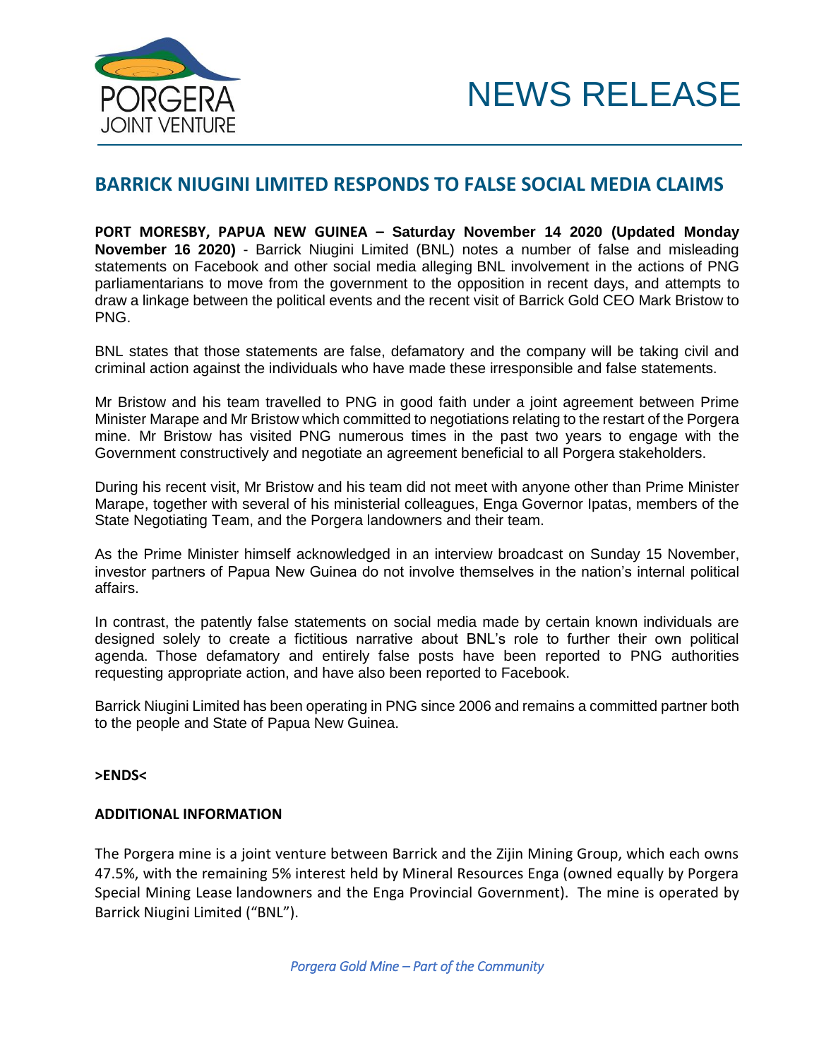PORGERA
JOINT VENTURE

# NEWS RELEASE

## BARRICK NIUGINI LIMITED RESPONDS TO FALSE SOCIAL MEDIA CLAIMS

**PORT MORESBY, PAPUA NEW GUINEA – Saturday November 14 2020 (Updated Monday November 16 2020)** - Barrick Niugini Limited (BNL) notes a number of false and misleading statements on Facebook and other social media alleging BNL involvement in the actions of PNG parliamentarians to move from the government to the opposition in recent days, and attempts to draw a linkage between the political events and the recent visit of Barrick Gold CEO Mark Bristow to PNG.

BNL states that those statements are false, defamatory and the company will be taking civil and criminal action against the individuals who have made these irresponsible and false statements.

Mr Bristow and his team travelled to PNG in good faith under a joint agreement between Prime Minister Marape and Mr Bristow which committed to negotiations relating to the restart of the Porgera mine. Mr Bristow has visited PNG numerous times in the past two years to engage with the Government constructively and negotiate an agreement beneficial to all Porgera stakeholders.

During his recent visit, Mr Bristow and his team did not meet with anyone other than Prime Minister Marape, together with several of his ministerial colleagues, Enga Governor Ipatas, members of the State Negotiating Team, and the Porgera landowners and their team.

As the Prime Minister himself acknowledged in an interview broadcast on Sunday 15 November, investor partners of Papua New Guinea do not involve themselves in the nation's internal political affairs.

In contrast, the patently false statements on social media made by certain known individuals are designed solely to create a fictitious narrative about BNL's role to further their own political agenda. Those defamatory and entirely false posts have been reported to PNG authorities requesting appropriate action, and have also been reported to Facebook.

Barrick Niugini Limited has been operating in PNG since 2006 and remains a committed partner both to the people and State of Papua New Guinea.

**>ENDS<**

**ADDITIONAL INFORMATION**

The Porgera mine is a joint venture between Barrick and the Zijin Mining Group, which each owns 47.5%, with the remaining 5% interest held by Mineral Resources Enga (owned equally by Porgera Special Mining Lease landowners and the Enga Provincial Government). The mine is operated by Barrick Niugini Limited ("BNL").

*Porgera Gold Mine – Part of the Community*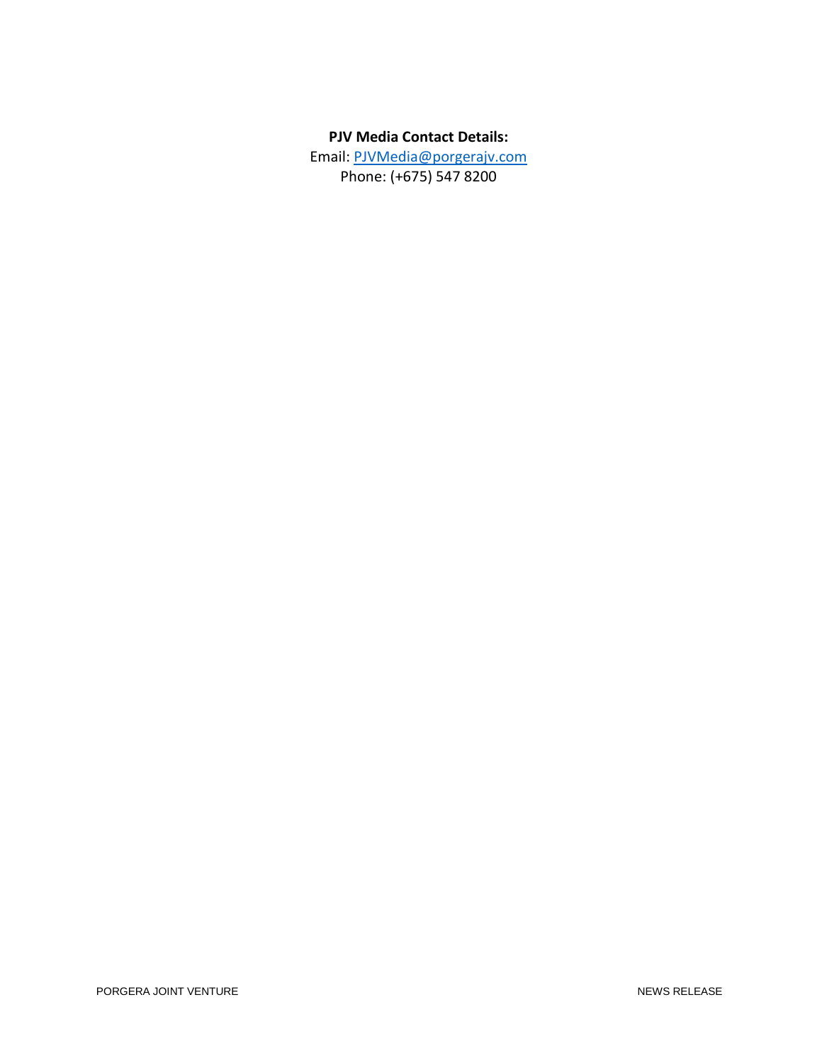**PJV Media Contact Details:**

Email: PJVMedia@porgerajv.com

Phone: (+675) 547 8200